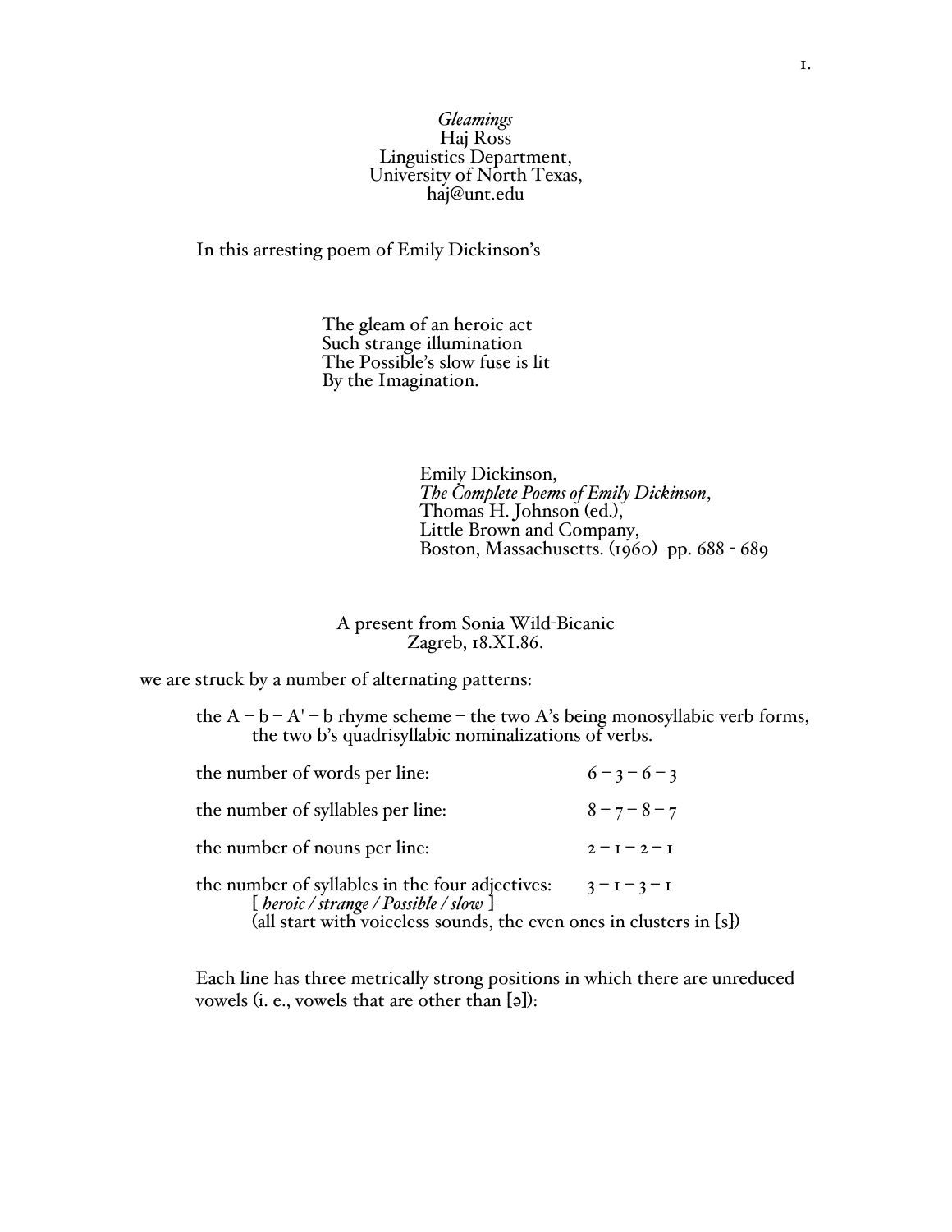*Gleamings*
Haj Ross
Linguistics Department,
University of North Texas,
haj@unt.edu

In this arresting poem of Emily Dickinson's

> The gleam of an heroic act
> Such strange illumination
> The Possible's slow fuse is lit
> By the Imagination.

> Emily Dickinson,
> *The Complete Poems of Emily Dickinson*,
> Thomas H. Johnson (ed.),
> Little Brown and Company,
> Boston, Massachusetts. (1960) pp. 688 - 689

A present from Sonia Wild-Bicanic
Zagreb, 18.XI.86.

we are struck by a number of alternating patterns:

the A – b – A' – b rhyme scheme – the two A's being monosyllabic verb forms, the two b's quadrisyllabic nominalizations of verbs.

| | |
|---|---|
| the number of words per line: | 6 – 3 – 6 – 3 |
| the number of syllables per line: | 8 – 7 – 8 – 7 |
| the number of nouns per line: | 2 – 1 – 2 – 1 |
| the number of syllables in the four adjectives: | 3 – 1 – 3 – 1 |

[ *heroic / strange / Possible / slow* ]
(all start with voiceless sounds, the even ones in clusters in [s])

Each line has three metrically strong positions in which there are unreduced vowels (i. e., vowels that are other than [ə]):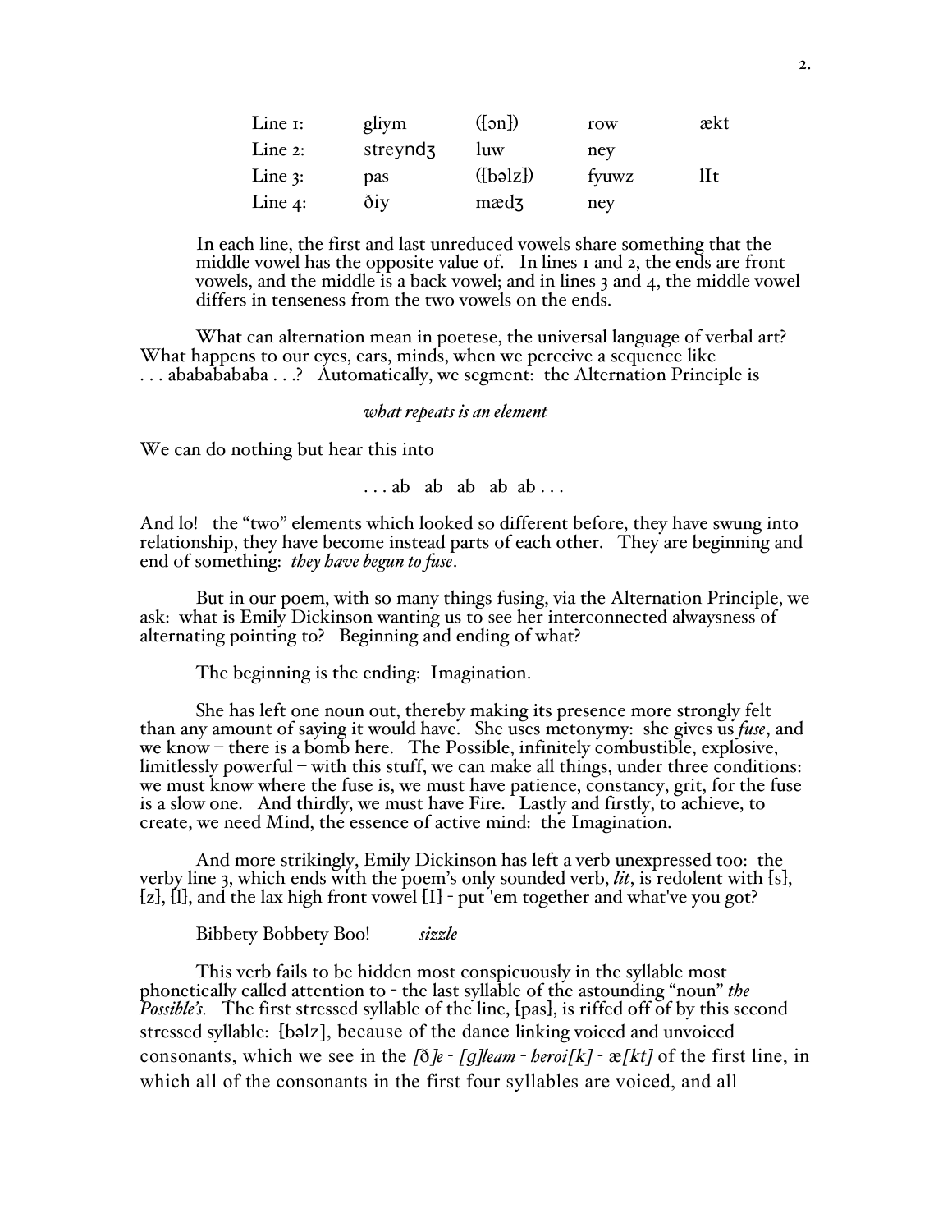| Line 1: | gliym | ([ən]) | row | ækt |
|---|---|---|---|---|
| Line 2: | streyndʒ | luw | ney | |
| Line 3: | pas | ([bəlz]) | fyuwz | lIt |
| Line 4: | ðiy | mædʒ | ney | |

In each line, the first and last unreduced vowels share something that the middle vowel has the opposite value of. In lines 1 and 2, the ends are front vowels, and the middle is a back vowel; and in lines 3 and 4, the middle vowel differs in tenseness from the two vowels on the ends.

What can alternation mean in poetese, the universal language of verbal art? What happens to our eyes, ears, minds, when we perceive a sequence like . . . abababababa . . .? Automatically, we segment: the Alternation Principle is

*what repeats is an element*

We can do nothing but hear this into

. . . ab ab ab ab ab . . .

And lo! the "two" elements which looked so different before, they have swung into relationship, they have become instead parts of each other. They are beginning and end of something: *they have begun to fuse*.

But in our poem, with so many things fusing, via the Alternation Principle, we ask: what is Emily Dickinson wanting us to see her interconnected alwaysness of alternating pointing to? Beginning and ending of what?

The beginning is the ending: Imagination.

She has left one noun out, thereby making its presence more strongly felt than any amount of saying it would have. She uses metonymy: she gives us *fuse*, and we know – there is a bomb here. The Possible, infinitely combustible, explosive, limitlessly powerful – with this stuff, we can make all things, under three conditions: we must know where the fuse is, we must have patience, constancy, grit, for the fuse is a slow one. And thirdly, we must have Fire. Lastly and firstly, to achieve, to create, we need Mind, the essence of active mind: the Imagination.

And more strikingly, Emily Dickinson has left a verb unexpressed too: the verby line 3, which ends with the poem's only sounded verb, *lit*, is redolent with [s], [z], [l], and the lax high front vowel [I] - put 'em together and what've you got?

Bibbety Bobbety Boo! *sizzle*

This verb fails to be hidden most conspicuously in the syllable most phonetically called attention to - the last syllable of the astounding "noun" *the Possible's.* The first stressed syllable of the line, [pas], is riffed off of by this second stressed syllable: [bəlz], because of the dance linking voiced and unvoiced consonants, which we see in the *[ð]e - [g]leam - heroi[k] - æ[kt]* of the first line, in which all of the consonants in the first four syllables are voiced, and all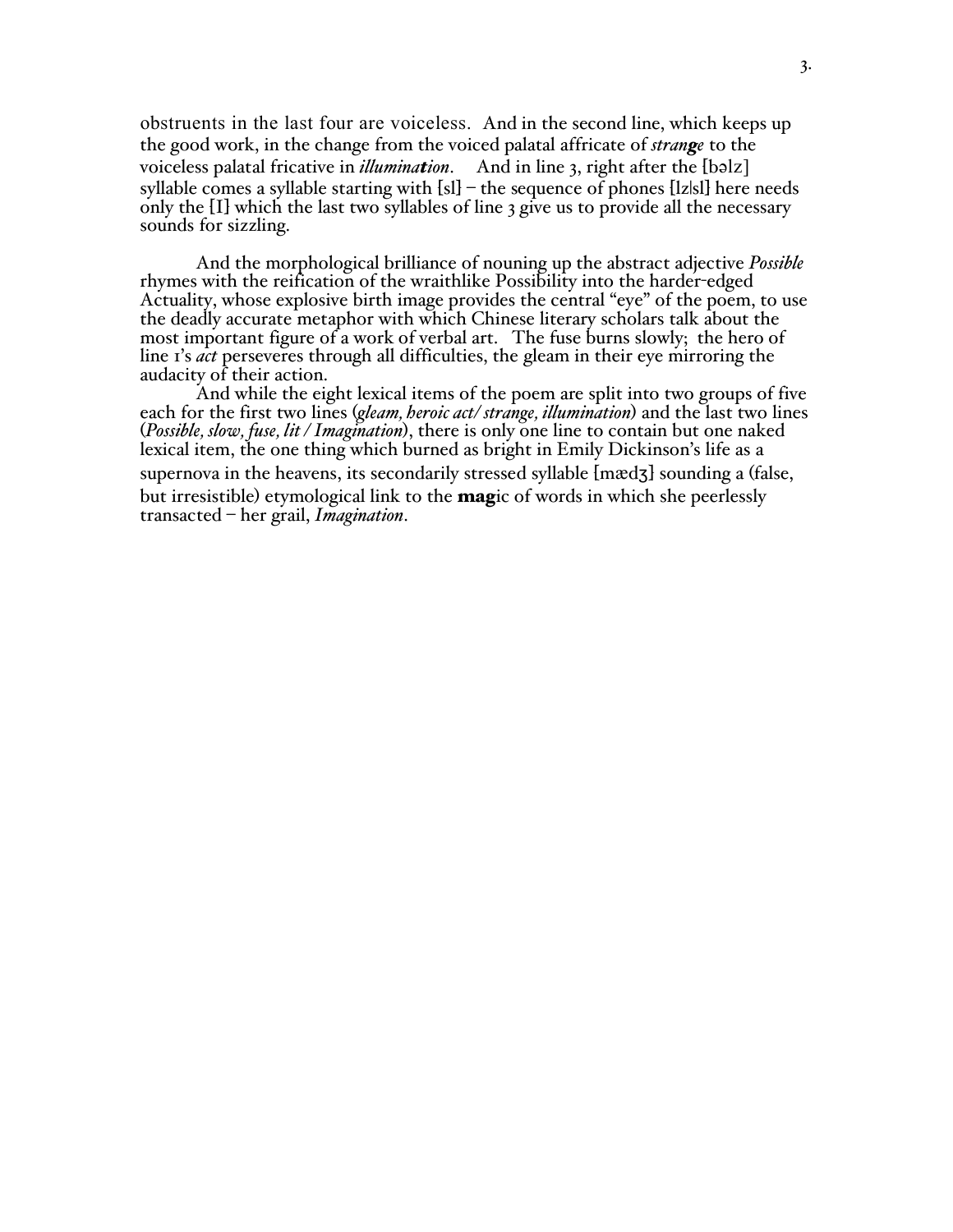obstruents in the last four are voiceless. And in the second line, which keeps up the good work, in the change from the voiced palatal affricate of ***strange*** to the voiceless palatal fricative in ***illumination***. And in line 3, right after the [bəlz] syllable comes a syllable starting with [sl] – the sequence of phones [lz|sl] here needs only the [I] which the last two syllables of line 3 give us to provide all the necessary sounds for sizzling.

And the morphological brilliance of nouning up the abstract adjective *Possible* rhymes with the reification of the wraithlike Possibility into the harder-edged Actuality, whose explosive birth image provides the central "eye" of the poem, to use the deadly accurate metaphor with which Chinese literary scholars talk about the most important figure of a work of verbal art. The fuse burns slowly; the hero of line 1's *act* perseveres through all difficulties, the gleam in their eye mirroring the audacity of their action.

And while the eight lexical items of the poem are split into two groups of five each for the first two lines (*gleam, heroic act/ strange, illumination*) and the last two lines (*Possible, slow, fuse, lit / Imagination*), there is only one line to contain but one naked lexical item, the one thing which burned as bright in Emily Dickinson's life as a supernova in the heavens, its secondarily stressed syllable [mædʒ] sounding a (false, but irresistible) etymological link to the **mag**ic of words in which she peerlessly transacted – her grail, *Imagination*.